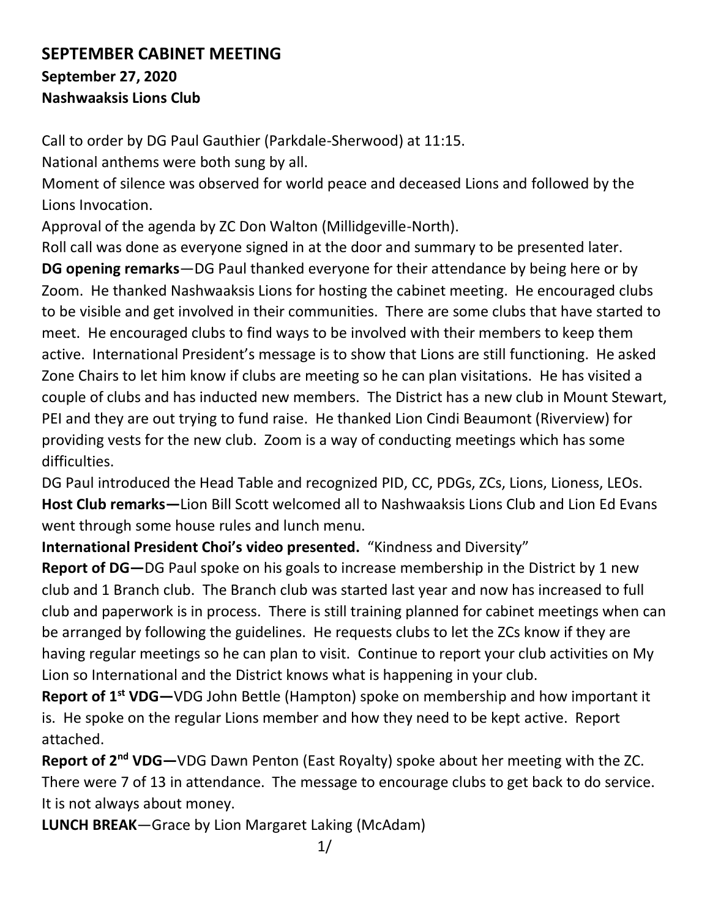## SEPTEMBER CABINET MEETING

**September 27, 2020**
**Nashwaaksis Lions Club**

Call to order by DG Paul Gauthier (Parkdale-Sherwood) at 11:15.

National anthems were both sung by all.

Moment of silence was observed for world peace and deceased Lions and followed by the Lions Invocation.

Approval of the agenda by ZC Don Walton (Millidgeville-North).

Roll call was done as everyone signed in at the door and summary to be presented later.

**DG opening remarks**—DG Paul thanked everyone for their attendance by being here or by Zoom. He thanked Nashwaaksis Lions for hosting the cabinet meeting. He encouraged clubs to be visible and get involved in their communities. There are some clubs that have started to meet. He encouraged clubs to find ways to be involved with their members to keep them active. International President's message is to show that Lions are still functioning. He asked Zone Chairs to let him know if clubs are meeting so he can plan visitations. He has visited a couple of clubs and has inducted new members. The District has a new club in Mount Stewart, PEI and they are out trying to fund raise. He thanked Lion Cindi Beaumont (Riverview) for providing vests for the new club. Zoom is a way of conducting meetings which has some difficulties.

DG Paul introduced the Head Table and recognized PID, CC, PDGs, ZCs, Lions, Lioness, LEOs.

**Host Club remarks—**Lion Bill Scott welcomed all to Nashwaaksis Lions Club and Lion Ed Evans went through some house rules and lunch menu.

**International President Choi's video presented.** "Kindness and Diversity"

**Report of DG—**DG Paul spoke on his goals to increase membership in the District by 1 new club and 1 Branch club. The Branch club was started last year and now has increased to full club and paperwork is in process. There is still training planned for cabinet meetings when can be arranged by following the guidelines. He requests clubs to let the ZCs know if they are having regular meetings so he can plan to visit. Continue to report your club activities on My Lion so International and the District knows what is happening in your club.

**Report of 1st VDG—**VDG John Bettle (Hampton) spoke on membership and how important it is. He spoke on the regular Lions member and how they need to be kept active. Report attached.

**Report of 2nd VDG—**VDG Dawn Penton (East Royalty) spoke about her meeting with the ZC. There were 7 of 13 in attendance. The message to encourage clubs to get back to do service. It is not always about money.

**LUNCH BREAK**—Grace by Lion Margaret Laking (McAdam)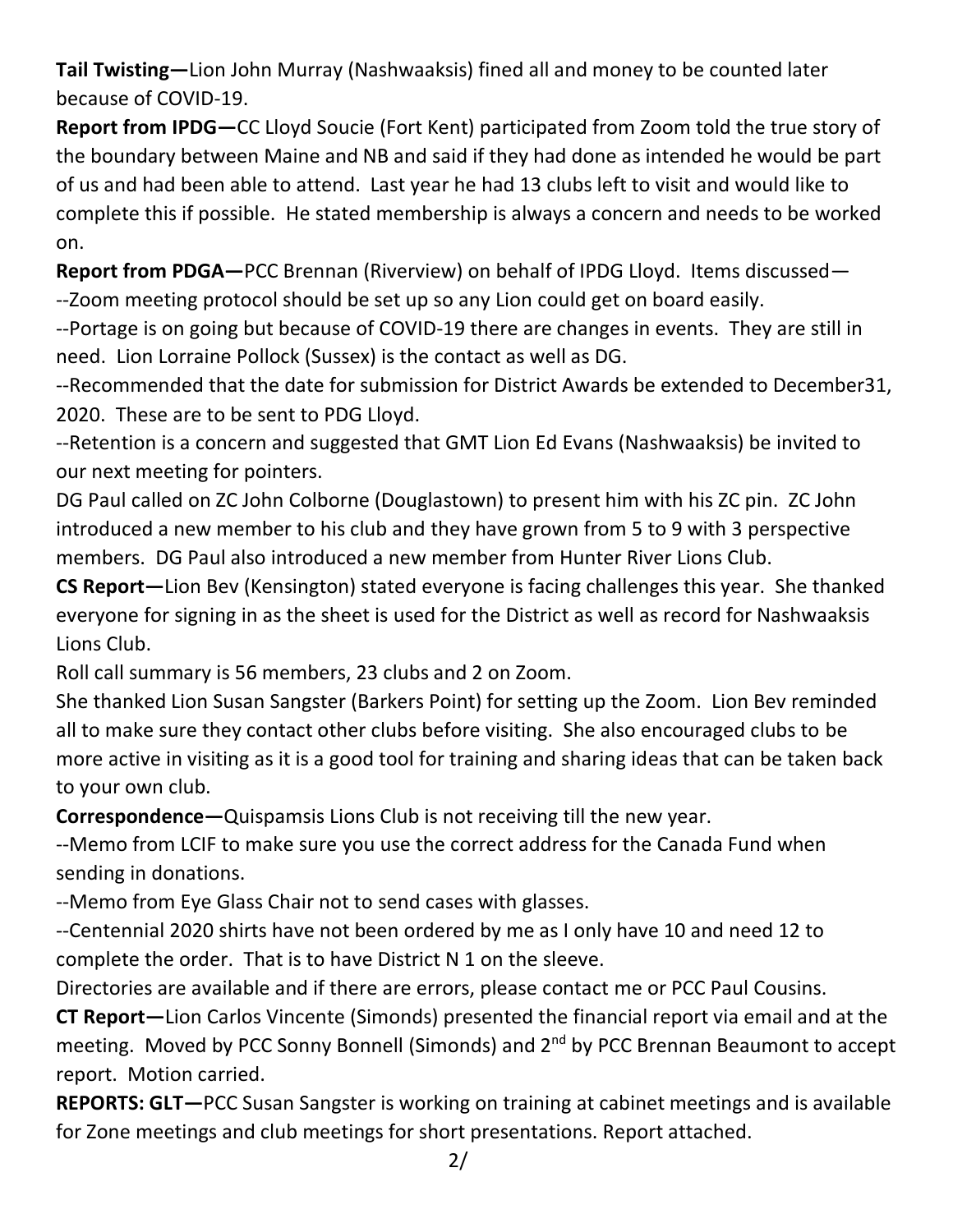**Tail Twisting—**Lion John Murray (Nashwaaksis) fined all and money to be counted later because of COVID-19.

**Report from IPDG—**CC Lloyd Soucie (Fort Kent) participated from Zoom told the true story of the boundary between Maine and NB and said if they had done as intended he would be part of us and had been able to attend. Last year he had 13 clubs left to visit and would like to complete this if possible. He stated membership is always a concern and needs to be worked on.

**Report from PDGA—**PCC Brennan (Riverview) on behalf of IPDG Lloyd. Items discussed—

--Zoom meeting protocol should be set up so any Lion could get on board easily.

--Portage is on going but because of COVID-19 there are changes in events. They are still in need. Lion Lorraine Pollock (Sussex) is the contact as well as DG.

--Recommended that the date for submission for District Awards be extended to December31, 2020. These are to be sent to PDG Lloyd.

--Retention is a concern and suggested that GMT Lion Ed Evans (Nashwaaksis) be invited to our next meeting for pointers.

DG Paul called on ZC John Colborne (Douglastown) to present him with his ZC pin. ZC John introduced a new member to his club and they have grown from 5 to 9 with 3 perspective members. DG Paul also introduced a new member from Hunter River Lions Club.

**CS Report—**Lion Bev (Kensington) stated everyone is facing challenges this year. She thanked everyone for signing in as the sheet is used for the District as well as record for Nashwaaksis Lions Club.

Roll call summary is 56 members, 23 clubs and 2 on Zoom.

She thanked Lion Susan Sangster (Barkers Point) for setting up the Zoom. Lion Bev reminded all to make sure they contact other clubs before visiting. She also encouraged clubs to be more active in visiting as it is a good tool for training and sharing ideas that can be taken back to your own club.

**Correspondence—**Quispamsis Lions Club is not receiving till the new year.

--Memo from LCIF to make sure you use the correct address for the Canada Fund when sending in donations.

--Memo from Eye Glass Chair not to send cases with glasses.

--Centennial 2020 shirts have not been ordered by me as I only have 10 and need 12 to complete the order. That is to have District N 1 on the sleeve.

Directories are available and if there are errors, please contact me or PCC Paul Cousins.

**CT Report—**Lion Carlos Vincente (Simonds) presented the financial report via email and at the meeting. Moved by PCC Sonny Bonnell (Simonds) and 2nd by PCC Brennan Beaumont to accept report. Motion carried.

**REPORTS: GLT—**PCC Susan Sangster is working on training at cabinet meetings and is available for Zone meetings and club meetings for short presentations. Report attached.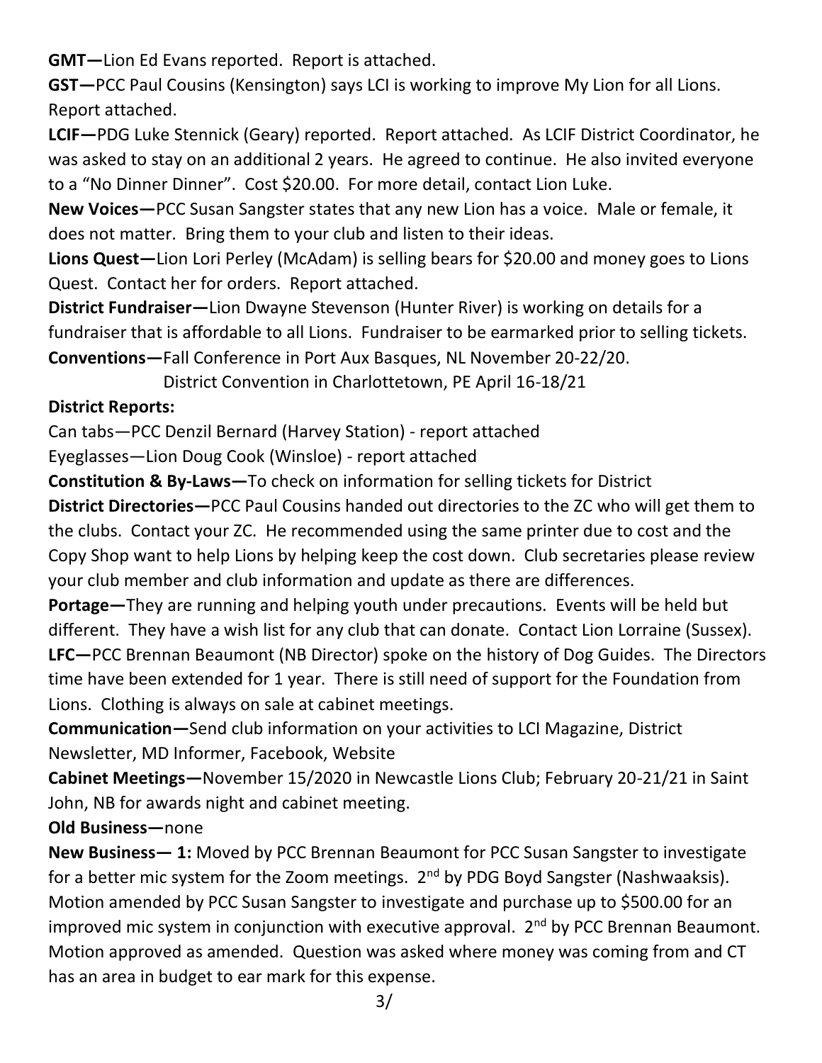**GMT—**Lion Ed Evans reported. Report is attached.

**GST—**PCC Paul Cousins (Kensington) says LCI is working to improve My Lion for all Lions. Report attached.

**LCIF—**PDG Luke Stennick (Geary) reported. Report attached. As LCIF District Coordinator, he was asked to stay on an additional 2 years. He agreed to continue. He also invited everyone to a "No Dinner Dinner". Cost $20.00. For more detail, contact Lion Luke.

**New Voices—**PCC Susan Sangster states that any new Lion has a voice. Male or female, it does not matter. Bring them to your club and listen to their ideas.

**Lions Quest—**Lion Lori Perley (McAdam) is selling bears for $20.00 and money goes to Lions Quest. Contact her for orders. Report attached.

**District Fundraiser—**Lion Dwayne Stevenson (Hunter River) is working on details for a fundraiser that is affordable to all Lions. Fundraiser to be earmarked prior to selling tickets.

**Conventions—**Fall Conference in Port Aux Basques, NL November 20-22/20.
District Convention in Charlottetown, PE April 16-18/21

**District Reports:**

Can tabs—PCC Denzil Bernard (Harvey Station) - report attached

Eyeglasses—Lion Doug Cook (Winsloe) - report attached

**Constitution & By-Laws—**To check on information for selling tickets for District

**District Directories—**PCC Paul Cousins handed out directories to the ZC who will get them to the clubs. Contact your ZC. He recommended using the same printer due to cost and the Copy Shop want to help Lions by helping keep the cost down. Club secretaries please review your club member and club information and update as there are differences.

**Portage—**They are running and helping youth under precautions. Events will be held but different. They have a wish list for any club that can donate. Contact Lion Lorraine (Sussex).

**LFC—**PCC Brennan Beaumont (NB Director) spoke on the history of Dog Guides. The Directors time have been extended for 1 year. There is still need of support for the Foundation from Lions. Clothing is always on sale at cabinet meetings.

**Communication—**Send club information on your activities to LCI Magazine, District Newsletter, MD Informer, Facebook, Website

**Cabinet Meetings—**November 15/2020 in Newcastle Lions Club; February 20-21/21 in Saint John, NB for awards night and cabinet meeting.

**Old Business—**none

**New Business— 1:** Moved by PCC Brennan Beaumont for PCC Susan Sangster to investigate for a better mic system for the Zoom meetings. 2nd by PDG Boyd Sangster (Nashwaaksis). Motion amended by PCC Susan Sangster to investigate and purchase up to $500.00 for an improved mic system in conjunction with executive approval. 2nd by PCC Brennan Beaumont. Motion approved as amended. Question was asked where money was coming from and CT has an area in budget to ear mark for this expense.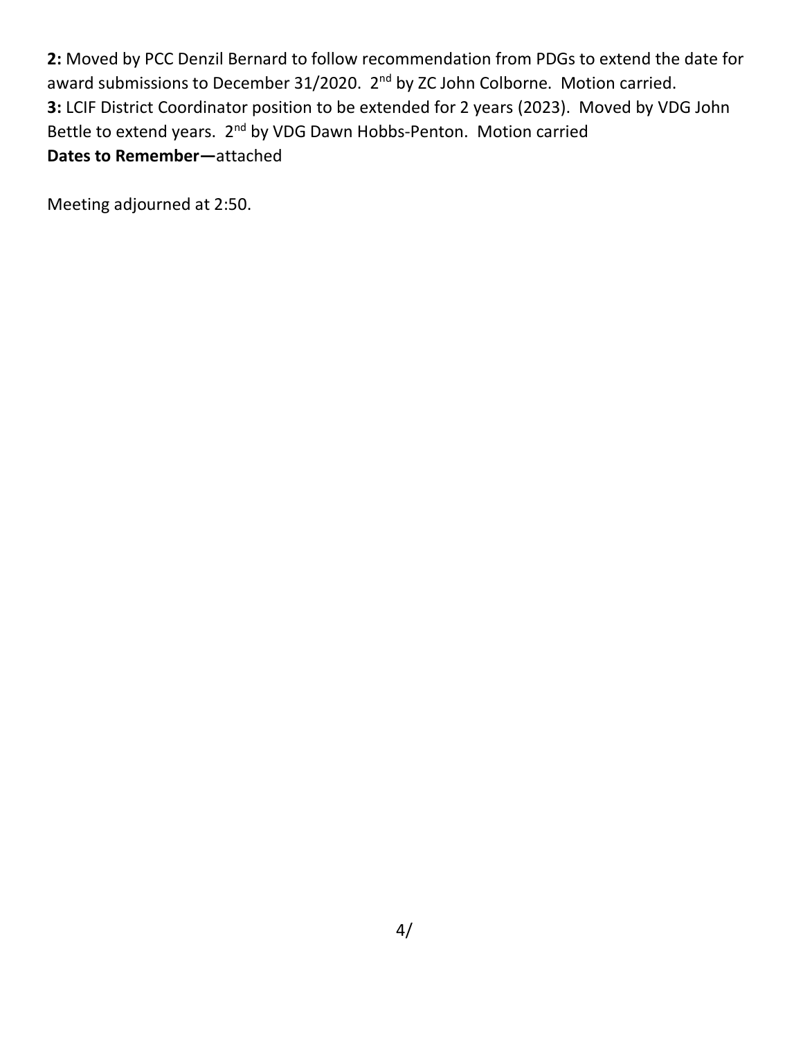**2:** Moved by PCC Denzil Bernard to follow recommendation from PDGs to extend the date for award submissions to December 31/2020. 2nd by ZC John Colborne. Motion carried.
**3:** LCIF District Coordinator position to be extended for 2 years (2023). Moved by VDG John Bettle to extend years. 2nd by VDG Dawn Hobbs-Penton. Motion carried
**Dates to Remember—**attached

Meeting adjourned at 2:50.